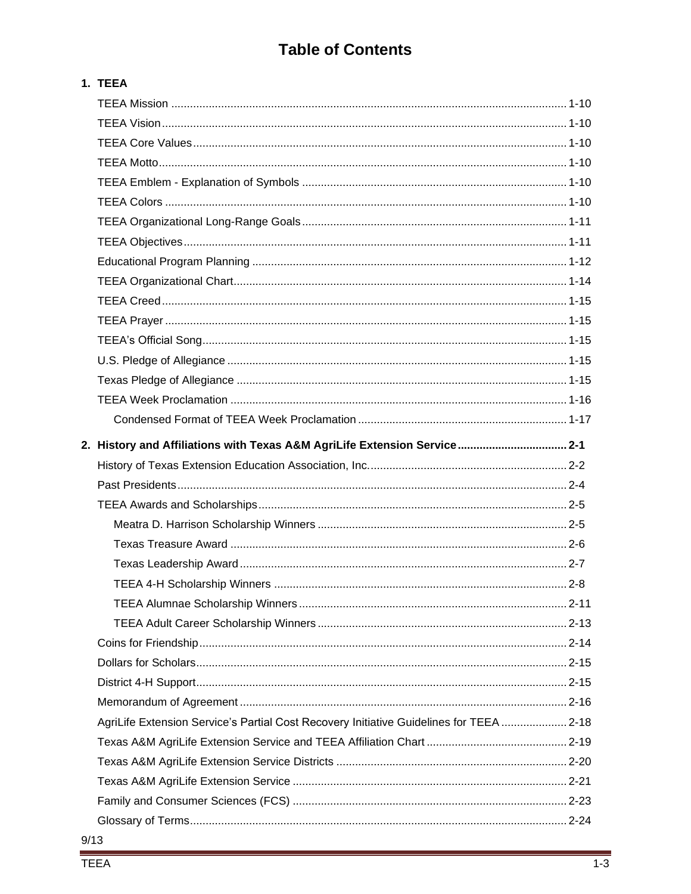# Table of Contents

**1. TEEA**

- TEEA Mission ............ 1-10
- TEEA Vision ............ 1-10
- TEEA Core Values ............ 1-10
- TEEA Motto ............ 1-10
- TEEA Emblem - Explanation of Symbols ............ 1-10
- TEEA Colors ............ 1-10
- TEEA Organizational Long-Range Goals ............ 1-11
- TEEA Objectives ............ 1-11
- Educational Program Planning ............ 1-12
- TEEA Organizational Chart ............ 1-14
- TEEA Creed ............ 1-15
- TEEA Prayer ............ 1-15
- TEEA's Official Song ............ 1-15
- U.S. Pledge of Allegiance ............ 1-15
- Texas Pledge of Allegiance ............ 1-15
- TEEA Week Proclamation ............ 1-16
  - Condensed Format of TEEA Week Proclamation ............ 1-17

**2. History and Affiliations with Texas A&M AgriLife Extension Service ............ 2-1**

- History of Texas Extension Education Association, Inc. ............ 2-2
- Past Presidents ............ 2-4
- TEEA Awards and Scholarships ............ 2-5
  - Meatra D. Harrison Scholarship Winners ............ 2-5
  - Texas Treasure Award ............ 2-6
  - Texas Leadership Award ............ 2-7
  - TEEA 4-H Scholarship Winners ............ 2-8
  - TEEA Alumnae Scholarship Winners ............ 2-11
  - TEEA Adult Career Scholarship Winners ............ 2-13
- Coins for Friendship ............ 2-14
- Dollars for Scholars ............ 2-15
- District 4-H Support ............ 2-15
- Memorandum of Agreement ............ 2-16
- AgriLife Extension Service's Partial Cost Recovery Initiative Guidelines for TEEA ............ 2-18
- Texas A&M AgriLife Extension Service and TEEA Affiliation Chart ............ 2-19
- Texas A&M AgriLife Extension Service Districts ............ 2-20
- Texas A&M AgriLife Extension Service ............ 2-21
- Family and Consumer Sciences (FCS) ............ 2-23
- Glossary of Terms ............ 2-24

9/13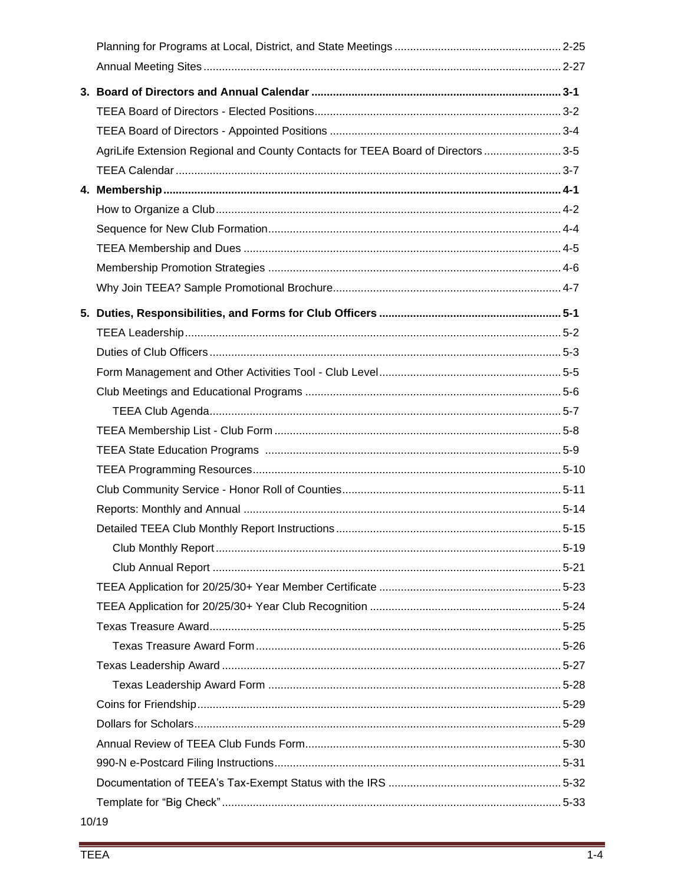| | |
|---|---|
| Planning for Programs at Local, District, and State Meetings | 2-25 |
| Annual Meeting Sites | 2-27 |
| **3. Board of Directors and Annual Calendar** | **3-1** |
| TEEA Board of Directors - Elected Positions | 3-2 |
| TEEA Board of Directors - Appointed Positions | 3-4 |
| AgriLife Extension Regional and County Contacts for TEEA Board of Directors | 3-5 |
| TEEA Calendar | 3-7 |
| **4. Membership** | **4-1** |
| How to Organize a Club | 4-2 |
| Sequence for New Club Formation | 4-4 |
| TEEA Membership and Dues | 4-5 |
| Membership Promotion Strategies | 4-6 |
| Why Join TEEA? Sample Promotional Brochure | 4-7 |
| **5. Duties, Responsibilities, and Forms for Club Officers** | **5-1** |
| TEEA Leadership | 5-2 |
| Duties of Club Officers | 5-3 |
| Form Management and Other Activities Tool - Club Level | 5-5 |
| Club Meetings and Educational Programs | 5-6 |
| TEEA Club Agenda | 5-7 |
| TEEA Membership List - Club Form | 5-8 |
| TEEA State Education Programs | 5-9 |
| TEEA Programming Resources | 5-10 |
| Club Community Service - Honor Roll of Counties | 5-11 |
| Reports: Monthly and Annual | 5-14 |
| Detailed TEEA Club Monthly Report Instructions | 5-15 |
| Club Monthly Report | 5-19 |
| Club Annual Report | 5-21 |
| TEEA Application for 20/25/30+ Year Member Certificate | 5-23 |
| TEEA Application for 20/25/30+ Year Club Recognition | 5-24 |
| Texas Treasure Award | 5-25 |
| Texas Treasure Award Form | 5-26 |
| Texas Leadership Award | 5-27 |
| Texas Leadership Award Form | 5-28 |
| Coins for Friendship | 5-29 |
| Dollars for Scholars | 5-29 |
| Annual Review of TEEA Club Funds Form | 5-30 |
| 990-N e-Postcard Filing Instructions | 5-31 |
| Documentation of TEEA's Tax-Exempt Status with the IRS | 5-32 |
| Template for "Big Check" | 5-33 |

10/19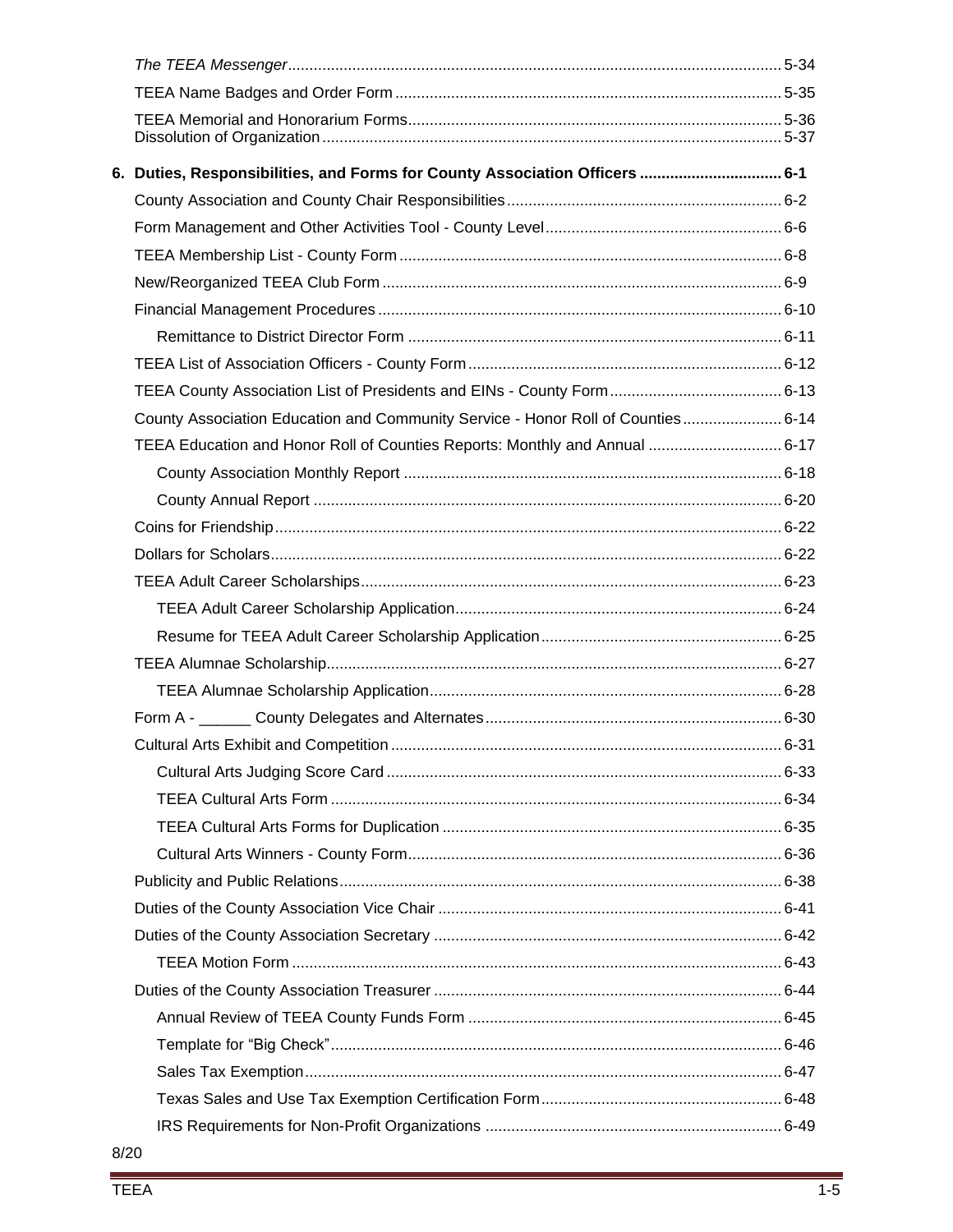*The TEEA Messenger* ........................................................ 5-34

TEEA Name Badges and Order Form ........................................................ 5-35

TEEA Memorial and Honorarium Forms ........................................................ 5-36
Dissolution of Organization ........................................................ 5-37

**6. Duties, Responsibilities, and Forms for County Association Officers ........................................................ 6-1**

County Association and County Chair Responsibilities ........................................................ 6-2

Form Management and Other Activities Tool - County Level ........................................................ 6-6

TEEA Membership List - County Form ........................................................ 6-8

New/Reorganized TEEA Club Form ........................................................ 6-9

Financial Management Procedures ........................................................ 6-10

- Remittance to District Director Form ........................................................ 6-11

TEEA List of Association Officers - County Form ........................................................ 6-12

TEEA County Association List of Presidents and EINs - County Form ........................................................ 6-13

County Association Education and Community Service - Honor Roll of Counties ........................................................ 6-14

TEEA Education and Honor Roll of Counties Reports: Monthly and Annual ........................................................ 6-17

- County Association Monthly Report ........................................................ 6-18
- County Annual Report ........................................................ 6-20

Coins for Friendship ........................................................ 6-22

Dollars for Scholars ........................................................ 6-22

TEEA Adult Career Scholarships ........................................................ 6-23

- TEEA Adult Career Scholarship Application ........................................................ 6-24
- Resume for TEEA Adult Career Scholarship Application ........................................................ 6-25

TEEA Alumnae Scholarship ........................................................ 6-27

- TEEA Alumnae Scholarship Application ........................................................ 6-28

Form A - ______ County Delegates and Alternates ........................................................ 6-30

Cultural Arts Exhibit and Competition ........................................................ 6-31

- Cultural Arts Judging Score Card ........................................................ 6-33
- TEEA Cultural Arts Form ........................................................ 6-34
- TEEA Cultural Arts Forms for Duplication ........................................................ 6-35
- Cultural Arts Winners - County Form ........................................................ 6-36

Publicity and Public Relations ........................................................ 6-38

Duties of the County Association Vice Chair ........................................................ 6-41

Duties of the County Association Secretary ........................................................ 6-42

- TEEA Motion Form ........................................................ 6-43

Duties of the County Association Treasurer ........................................................ 6-44

- Annual Review of TEEA County Funds Form ........................................................ 6-45
- Template for "Big Check" ........................................................ 6-46
- Sales Tax Exemption ........................................................ 6-47
- Texas Sales and Use Tax Exemption Certification Form ........................................................ 6-48
- IRS Requirements for Non-Profit Organizations ........................................................ 6-49

8/20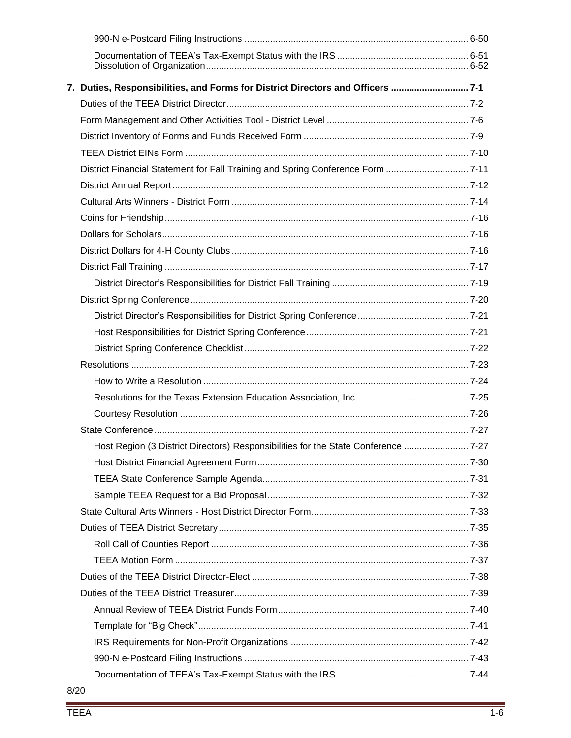990-N e-Postcard Filing Instructions ........................................................................................ 6-50

Documentation of TEEA's Tax-Exempt Status with the IRS .................................................... 6-51
Dissolution of Organization........................................................................................................ 6-52

**7. Duties, Responsibilities, and Forms for District Directors and Officers ............................. 7-1**

Duties of the TEEA District Director............................................................................................. 7-2

Form Management and Other Activities Tool - District Level ...................................................... 7-6

District Inventory of Forms and Funds Received Form ............................................................... 7-9

TEEA District EINs Form ............................................................................................................. 7-10

District Financial Statement for Fall Training and Spring Conference Form ................................ 7-11

District Annual Report .................................................................................................................. 7-12

Cultural Arts Winners - District Form ........................................................................................... 7-14

Coins for Friendship...................................................................................................................... 7-16

Dollars for Scholars....................................................................................................................... 7-16

District Dollars for 4-H County Clubs ........................................................................................... 7-16

District Fall Training ..................................................................................................................... 7-17

District Director's Responsibilities for District Fall Training .................................................... 7-19

District Spring Conference ........................................................................................................... 7-20

District Director's Responsibilities for District Spring Conference ......................................... 7-21

Host Responsibilities for District Spring Conference .............................................................. 7-21

District Spring Conference Checklist ...................................................................................... 7-22

Resolutions .................................................................................................................................. 7-23

How to Write a Resolution ...................................................................................................... 7-24

Resolutions for the Texas Extension Education Association, Inc. .......................................... 7-25

Courtesy Resolution ............................................................................................................... 7-26

State Conference .......................................................................................................................... 7-27

Host Region (3 District Directors) Responsibilities for the State Conference ......................... 7-27

Host District Financial Agreement Form ................................................................................. 7-30

TEEA State Conference Sample Agenda................................................................................ 7-31

Sample TEEA Request for a Bid Proposal ............................................................................. 7-32

State Cultural Arts Winners - Host District Director Form............................................................. 7-33

Duties of TEEA District Secretary ................................................................................................ 7-35

Roll Call of Counties Report ................................................................................................... 7-36

TEEA Motion Form ................................................................................................................. 7-37

Duties of the TEEA District Director-Elect ................................................................................... 7-38

Duties of the TEEA District Treasurer.......................................................................................... 7-39

Annual Review of TEEA District Funds Form.......................................................................... 7-40

Template for "Big Check"........................................................................................................ 7-41

IRS Requirements for Non-Profit Organizations ..................................................................... 7-42

990-N e-Postcard Filing Instructions ....................................................................................... 7-43

Documentation of TEEA's Tax-Exempt Status with the IRS ................................................... 7-44

8/20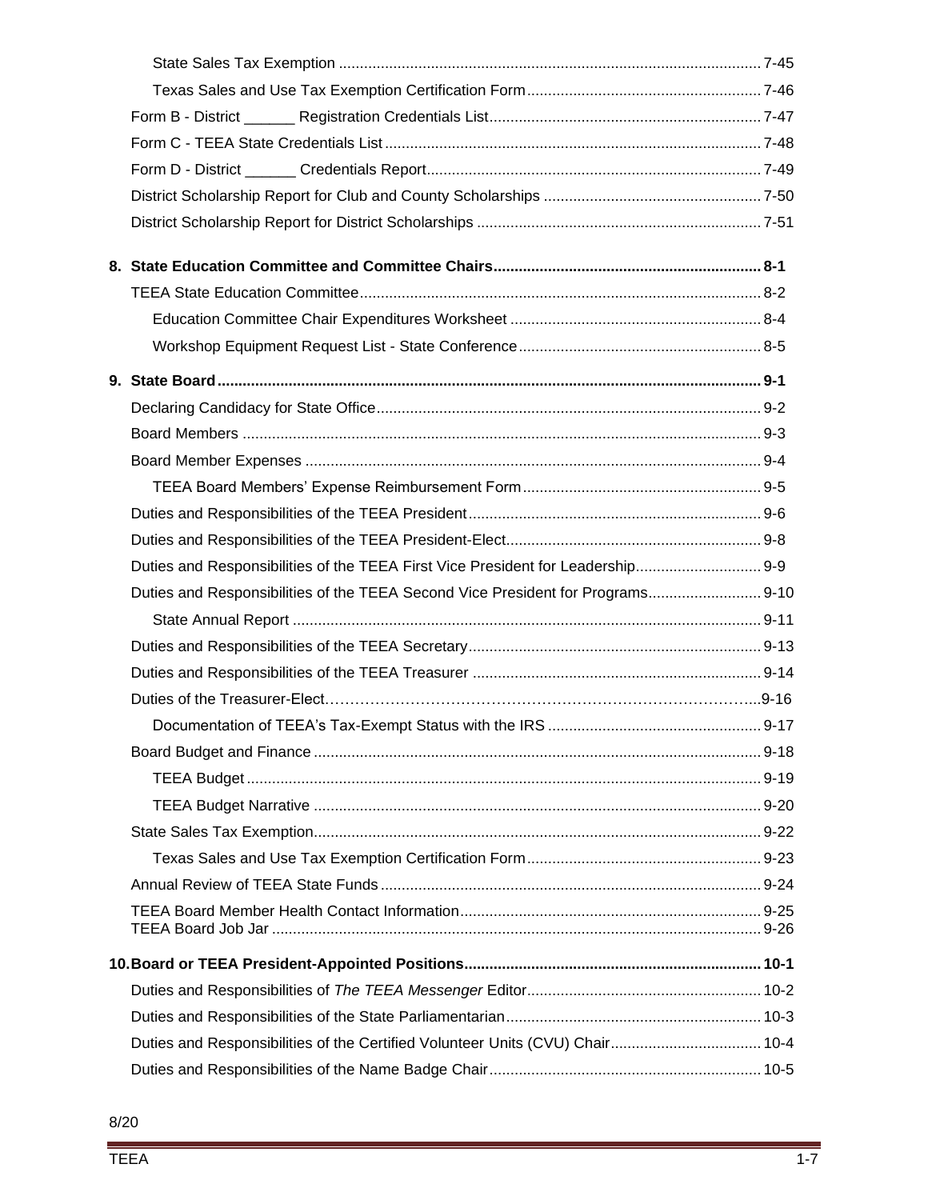State Sales Tax Exemption .................................................................................................... 7-45

Texas Sales and Use Tax Exemption Certification Form ....................................................... 7-46

Form B - District ______ Registration Credentials List ................................................................ 7-47

Form C - TEEA State Credentials List ......................................................................................... 7-48

Form D - District ______ Credentials Report ............................................................................... 7-49

District Scholarship Report for Club and County Scholarships .................................................... 7-50

District Scholarship Report for District Scholarships ................................................................... 7-51

**8. State Education Committee and Committee Chairs ................................................................ 8-1**

TEEA State Education Committee ............................................................................................... 8-2

Education Committee Chair Expenditures Worksheet ............................................................ 8-4

Workshop Equipment Request List - State Conference .......................................................... 8-5

**9. State Board ................................................................................................................................. 9-1**

Declaring Candidacy for State Office ........................................................................................... 9-2

Board Members ........................................................................................................................... 9-3

Board Member Expenses ............................................................................................................ 9-4

TEEA Board Members' Expense Reimbursement Form ......................................................... 9-5

Duties and Responsibilities of the TEEA President ..................................................................... 9-6

Duties and Responsibilities of the TEEA President-Elect ............................................................ 9-8

Duties and Responsibilities of the TEEA First Vice President for Leadership .............................. 9-9

Duties and Responsibilities of the TEEA Second Vice President for Programs ........................... 9-10

State Annual Report ............................................................................................................... 9-11

Duties and Responsibilities of the TEEA Secretary ..................................................................... 9-13

Duties and Responsibilities of the TEEA Treasurer .................................................................... 9-14

Duties of the Treasurer-Elect……………………………………………………………………………...9-16

Documentation of TEEA's Tax-Exempt Status with the IRS .................................................. 9-17

Board Budget and Finance .......................................................................................................... 9-18

TEEA Budget .......................................................................................................................... 9-19

TEEA Budget Narrative .......................................................................................................... 9-20

State Sales Tax Exemption .......................................................................................................... 9-22

Texas Sales and Use Tax Exemption Certification Form ........................................................ 9-23

Annual Review of TEEA State Funds .......................................................................................... 9-24

TEEA Board Member Health Contact Information ....................................................................... 9-25

TEEA Board Job Jar .................................................................................................................... 9-26

**10. Board or TEEA President-Appointed Positions ...................................................................... 10-1**

Duties and Responsibilities of *The TEEA Messenger* Editor ........................................................ 10-2

Duties and Responsibilities of the State Parliamentarian ............................................................ 10-3

Duties and Responsibilities of the Certified Volunteer Units (CVU) Chair .................................... 10-4

Duties and Responsibilities of the Name Badge Chair ................................................................. 10-5

8/20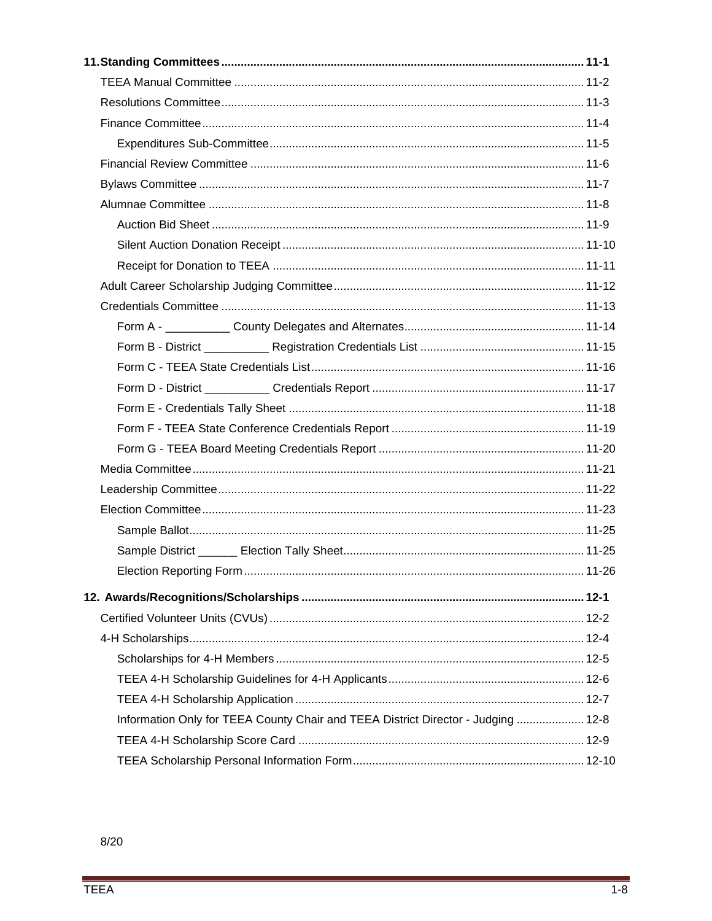**11. Standing Committees** .... **11-1**

- TEEA Manual Committee .... 11-2
- Resolutions Committee .... 11-3
- Finance Committee .... 11-4
  - Expenditures Sub-Committee .... 11-5
- Financial Review Committee .... 11-6
- Bylaws Committee .... 11-7
- Alumnae Committee .... 11-8
  - Auction Bid Sheet .... 11-9
  - Silent Auction Donation Receipt .... 11-10
  - Receipt for Donation to TEEA .... 11-11
- Adult Career Scholarship Judging Committee .... 11-12
- Credentials Committee .... 11-13
  - Form A - __________ County Delegates and Alternates .... 11-14
  - Form B - District __________ Registration Credentials List .... 11-15
  - Form C - TEEA State Credentials List .... 11-16
  - Form D - District __________ Credentials Report .... 11-17
  - Form E - Credentials Tally Sheet .... 11-18
  - Form F - TEEA State Conference Credentials Report .... 11-19
  - Form G - TEEA Board Meeting Credentials Report .... 11-20
- Media Committee .... 11-21
- Leadership Committee .... 11-22
- Election Committee .... 11-23
  - Sample Ballot .... 11-25
  - Sample District ______ Election Tally Sheet .... 11-25
  - Election Reporting Form .... 11-26

**12. Awards/Recognitions/Scholarships** .... **12-1**

- Certified Volunteer Units (CVUs) .... 12-2
- 4-H Scholarships .... 12-4
  - Scholarships for 4-H Members .... 12-5
  - TEEA 4-H Scholarship Guidelines for 4-H Applicants .... 12-6
  - TEEA 4-H Scholarship Application .... 12-7
  - Information Only for TEEA County Chair and TEEA District Director - Judging .... 12-8
  - TEEA 4-H Scholarship Score Card .... 12-9
  - TEEA Scholarship Personal Information Form .... 12-10

8/20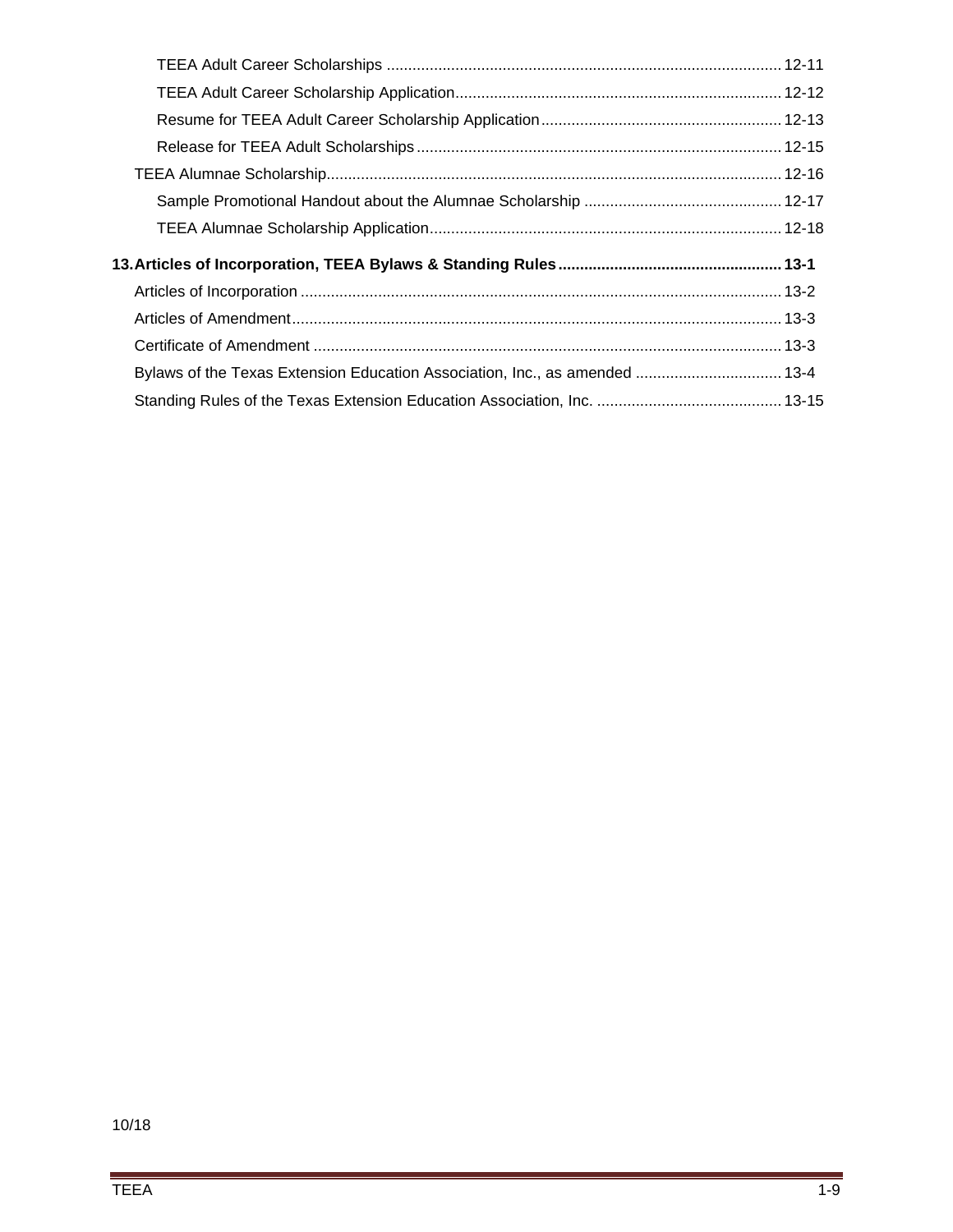TEEA Adult Career Scholarships ............................................................................................ 12-11

TEEA Adult Career Scholarship Application............................................................................ 12-12

Resume for TEEA Adult Career Scholarship Application ......................................................... 12-13

Release for TEEA Adult Scholarships ..................................................................................... 12-15

TEEA Alumnae Scholarship........................................................................................................ 12-16

Sample Promotional Handout about the Alumnae Scholarship .............................................. 12-17

TEEA Alumnae Scholarship Application.................................................................................. 12-18

**13. Articles of Incorporation, TEEA Bylaws & Standing Rules .................................................... 13-1**

Articles of Incorporation ................................................................................................................ 13-2

Articles of Amendment................................................................................................................... 13-3

Certificate of Amendment ............................................................................................................. 13-3

Bylaws of the Texas Extension Education Association, Inc., as amended .................................. 13-4

Standing Rules of the Texas Extension Education Association, Inc. ........................................... 13-15

10/18